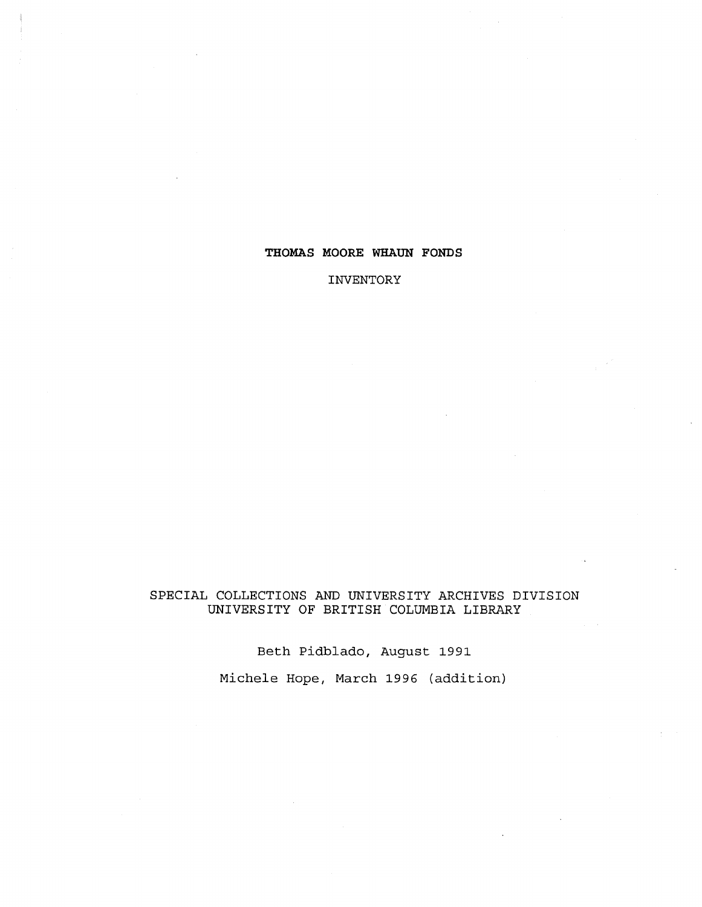# THOMAS MOORE WHAUN FONDS

INVENTORY

SPECIAL COLLECTIONS AND UNIVERSITY ARCHIVES DIVISION
UNIVERSITY OF BRITISH COLUMBIA LIBRARY

Beth Pidblado, August 1991

Michele Hope, March 1996 (addition)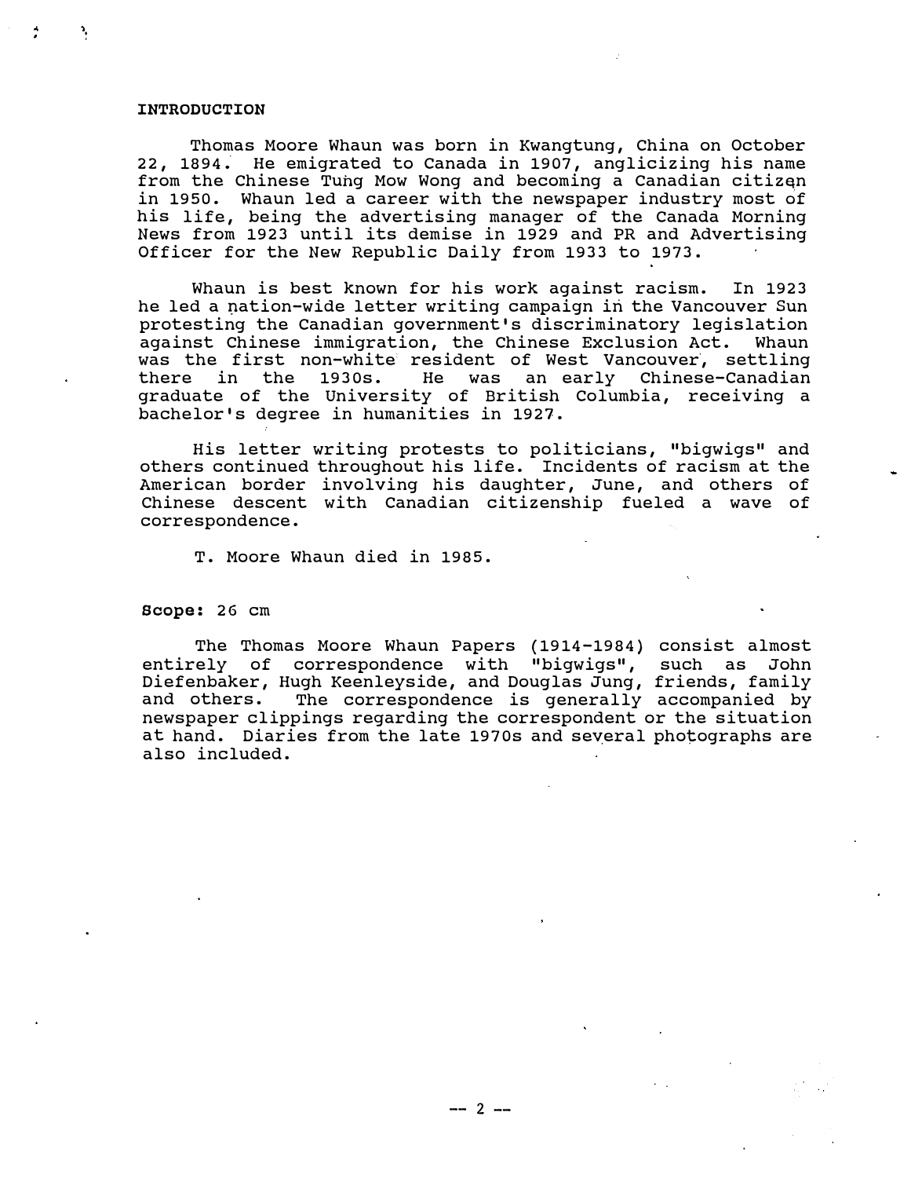**INTRODUCTION**

Thomas Moore Whaun was born in Kwangtung, China on October 22, 1894. He emigrated to Canada in 1907, anglicizing his name from the Chinese Tung Mow Wong and becoming a Canadian citizen in 1950. Whaun led a career with the newspaper industry most of his life, being the advertising manager of the Canada Morning News from 1923 until its demise in 1929 and PR and Advertising Officer for the New Republic Daily from 1933 to 1973.

Whaun is best known for his work against racism. In 1923 he led a nation-wide letter writing campaign in the Vancouver Sun protesting the Canadian government's discriminatory legislation against Chinese immigration, the Chinese Exclusion Act. Whaun was the first non-white resident of West Vancouver, settling there in the 1930s. He was an early Chinese-Canadian graduate of the University of British Columbia, receiving a bachelor's degree in humanities in 1927.

His letter writing protests to politicians, "bigwigs" and others continued throughout his life. Incidents of racism at the American border involving his daughter, June, and others of Chinese descent with Canadian citizenship fueled a wave of correspondence.

T. Moore Whaun died in 1985.

**Scope:** 26 cm

The Thomas Moore Whaun Papers (1914-1984) consist almost entirely of correspondence with "bigwigs", such as John Diefenbaker, Hugh Keenleyside, and Douglas Jung, friends, family and others. The correspondence is generally accompanied by newspaper clippings regarding the correspondent or the situation at hand. Diaries from the late 1970s and several photographs are also included.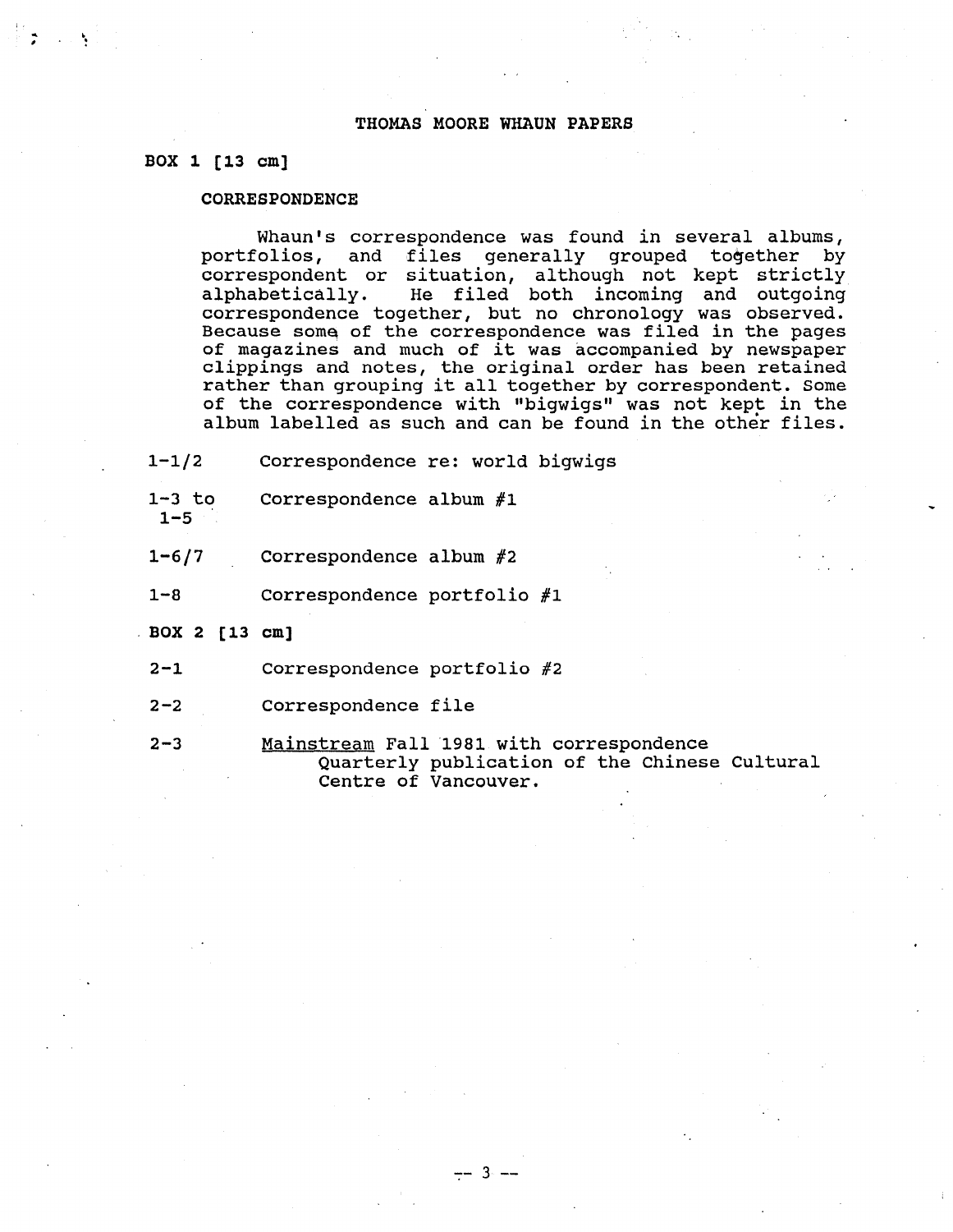# THOMAS MOORE WHAUN PAPERS

## BOX 1 [13 cm]

### CORRESPONDENCE

Whaun's correspondence was found in several albums, portfolios, and files generally grouped together by correspondent or situation, although not kept strictly alphabetically. He filed both incoming and outgoing correspondence together, but no chronology was observed. Because some of the correspondence was filed in the pages of magazines and much of it was accompanied by newspaper clippings and notes, the original order has been retained rather than grouping it all together by correspondent. Some of the correspondence with "bigwigs" was not kept in the album labelled as such and can be found in the other files.

| | |
|---|---|
| 1-1/2 | Correspondence re: world bigwigs |
| 1-3 to 1-5 | Correspondence album #1 |
| 1-6/7 | Correspondence album #2 |
| 1-8 | Correspondence portfolio #1 |

## BOX 2 [13 cm]

| | |
|---|---|
| 2-1 | Correspondence portfolio #2 |
| 2-2 | Correspondence file |
| 2-3 | _Mainstream_ Fall 1981 with correspondence<br>Quarterly publication of the Chinese Cultural Centre of Vancouver. |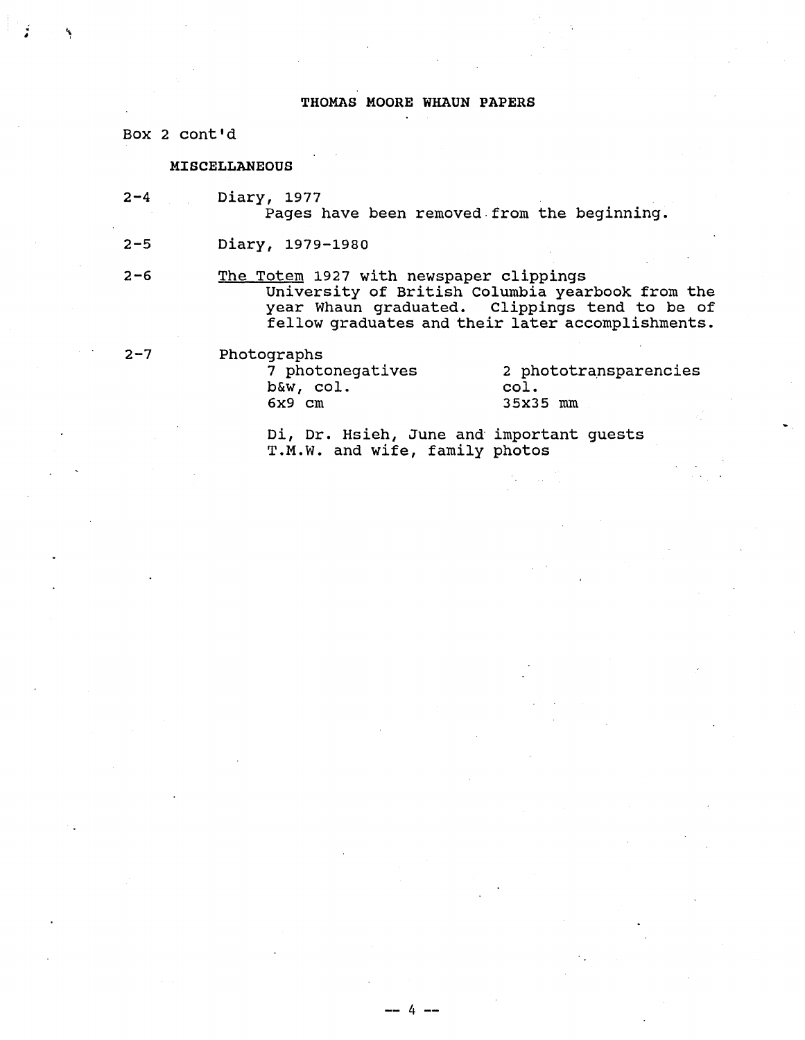# THOMAS MOORE WHAUN PAPERS

Box 2 cont'd

## MISCELLANEOUS

2-4 Diary, 1977

Pages have been removed from the beginning.

2-5 Diary, 1979-1980

2-6 The Totem 1927 with newspaper clippings

University of British Columbia yearbook from the year Whaun graduated. Clippings tend to be of fellow graduates and their later accomplishments.

2-7 Photographs

| | |
|---|---|
| 7 photonegatives | 2 phototransparencies |
| b&w, col. | col. |
| 6x9 cm | 35x35 mm |

Di, Dr. Hsieh, June and important guests
T.M.W. and wife, family photos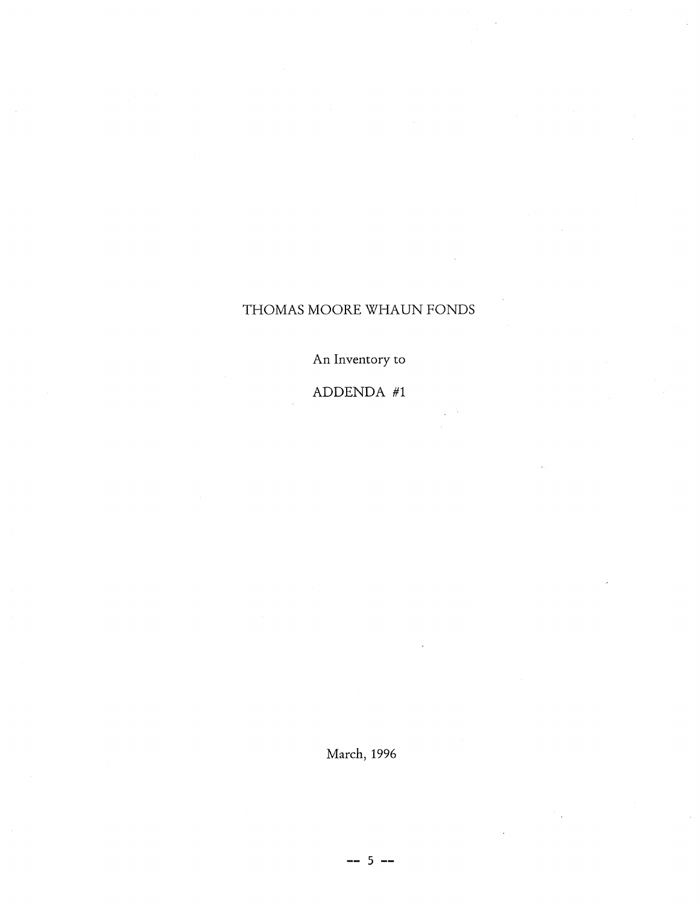# THOMAS MOORE WHAUN FONDS

An Inventory to

ADDENDA #1

March, 1996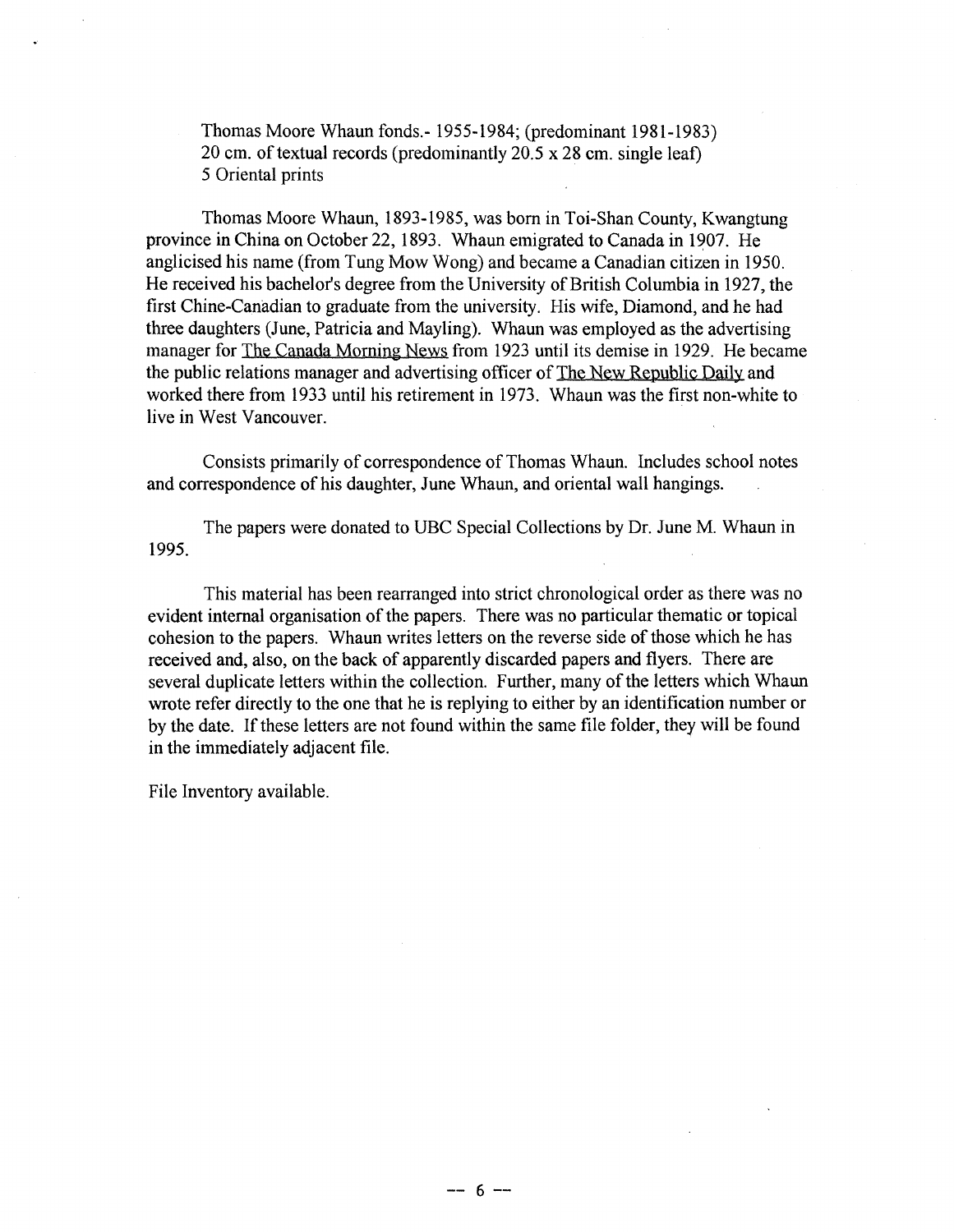Thomas Moore Whaun fonds.- 1955-1984; (predominant 1981-1983)
20 cm. of textual records (predominantly 20.5 x 28 cm. single leaf)
5 Oriental prints

Thomas Moore Whaun, 1893-1985, was born in Toi-Shan County, Kwangtung province in China on October 22, 1893. Whaun emigrated to Canada in 1907. He anglicised his name (from Tung Mow Wong) and became a Canadian citizen in 1950. He received his bachelor's degree from the University of British Columbia in 1927, the first Chine-Canadian to graduate from the university. His wife, Diamond, and he had three daughters (June, Patricia and Mayling). Whaun was employed as the advertising manager for The Canada Morning News from 1923 until its demise in 1929. He became the public relations manager and advertising officer of The New Republic Daily and worked there from 1933 until his retirement in 1973. Whaun was the first non-white to live in West Vancouver.

Consists primarily of correspondence of Thomas Whaun. Includes school notes and correspondence of his daughter, June Whaun, and oriental wall hangings.

The papers were donated to UBC Special Collections by Dr. June M. Whaun in 1995.

This material has been rearranged into strict chronological order as there was no evident internal organisation of the papers. There was no particular thematic or topical cohesion to the papers. Whaun writes letters on the reverse side of those which he has received and, also, on the back of apparently discarded papers and flyers. There are several duplicate letters within the collection. Further, many of the letters which Whaun wrote refer directly to the one that he is replying to either by an identification number or by the date. If these letters are not found within the same file folder, they will be found in the immediately adjacent file.

File Inventory available.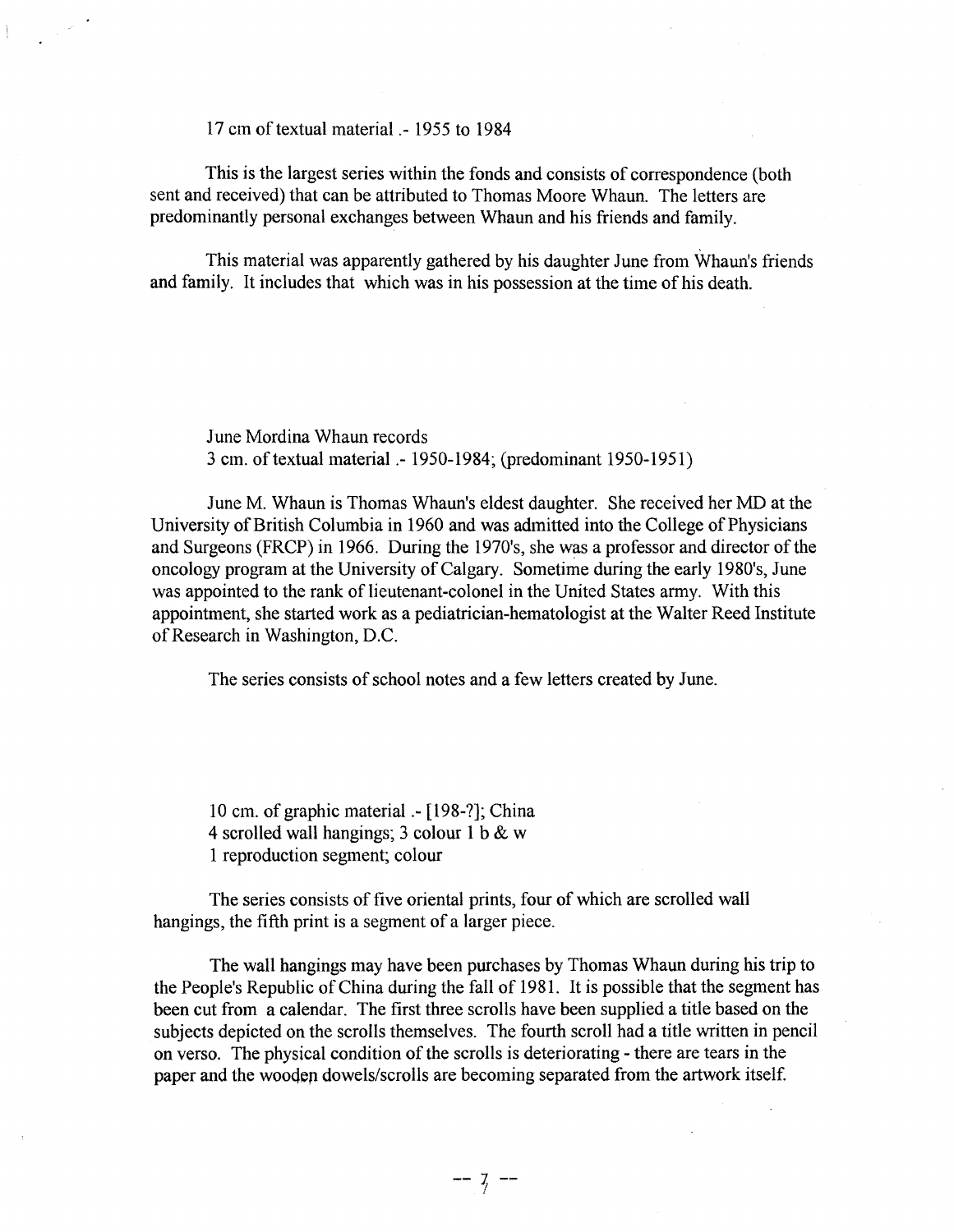17 cm of textual material .- 1955 to 1984

This is the largest series within the fonds and consists of correspondence (both sent and received) that can be attributed to Thomas Moore Whaun. The letters are predominantly personal exchanges between Whaun and his friends and family.

This material was apparently gathered by his daughter June from Whaun's friends and family. It includes that which was in his possession at the time of his death.

June Mordina Whaun records
3 cm. of textual material .- 1950-1984; (predominant 1950-1951)

June M. Whaun is Thomas Whaun's eldest daughter. She received her MD at the University of British Columbia in 1960 and was admitted into the College of Physicians and Surgeons (FRCP) in 1966. During the 1970's, she was a professor and director of the oncology program at the University of Calgary. Sometime during the early 1980's, June was appointed to the rank of lieutenant-colonel in the United States army. With this appointment, she started work as a pediatrician-hematologist at the Walter Reed Institute of Research in Washington, D.C.

The series consists of school notes and a few letters created by June.

10 cm. of graphic material .- [198-?]; China
4 scrolled wall hangings; 3 colour 1 b & w
1 reproduction segment; colour

The series consists of five oriental prints, four of which are scrolled wall hangings, the fifth print is a segment of a larger piece.

The wall hangings may have been purchases by Thomas Whaun during his trip to the People's Republic of China during the fall of 1981. It is possible that the segment has been cut from a calendar. The first three scrolls have been supplied a title based on the subjects depicted on the scrolls themselves. The fourth scroll had a title written in pencil on verso. The physical condition of the scrolls is deteriorating - there are tears in the paper and the wooden dowels/scrolls are becoming separated from the artwork itself.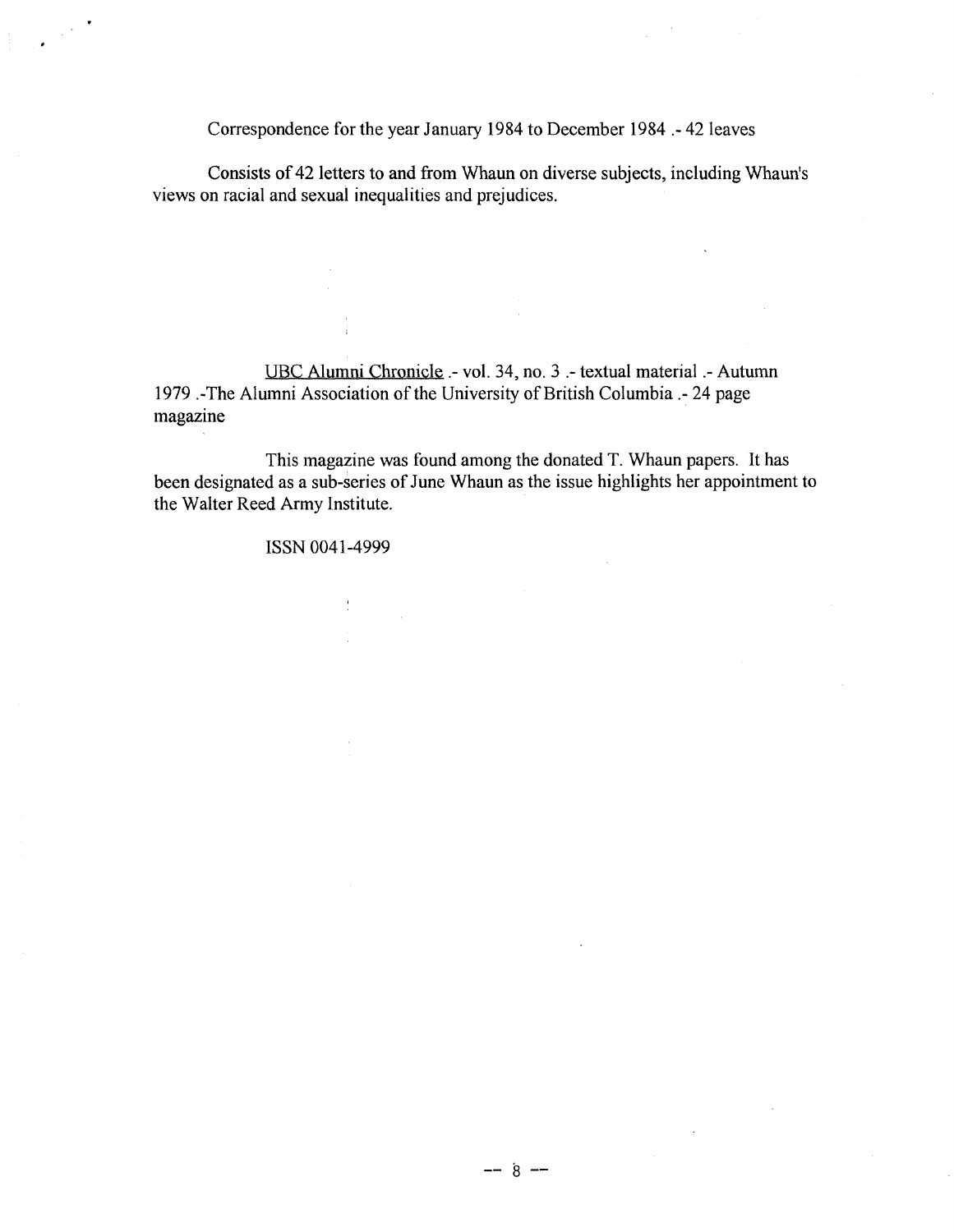Correspondence for the year January 1984 to December 1984 .- 42 leaves

Consists of 42 letters to and from Whaun on diverse subjects, including Whaun's views on racial and sexual inequalities and prejudices.

<u>UBC Alumni Chronicle</u> .- vol. 34, no. 3 .- textual material .- Autumn 1979 .-The Alumni Association of the University of British Columbia .- 24 page magazine

This magazine was found among the donated T. Whaun papers. It has been designated as a sub-series of June Whaun as the issue highlights her appointment to the Walter Reed Army Institute.

ISSN 0041-4999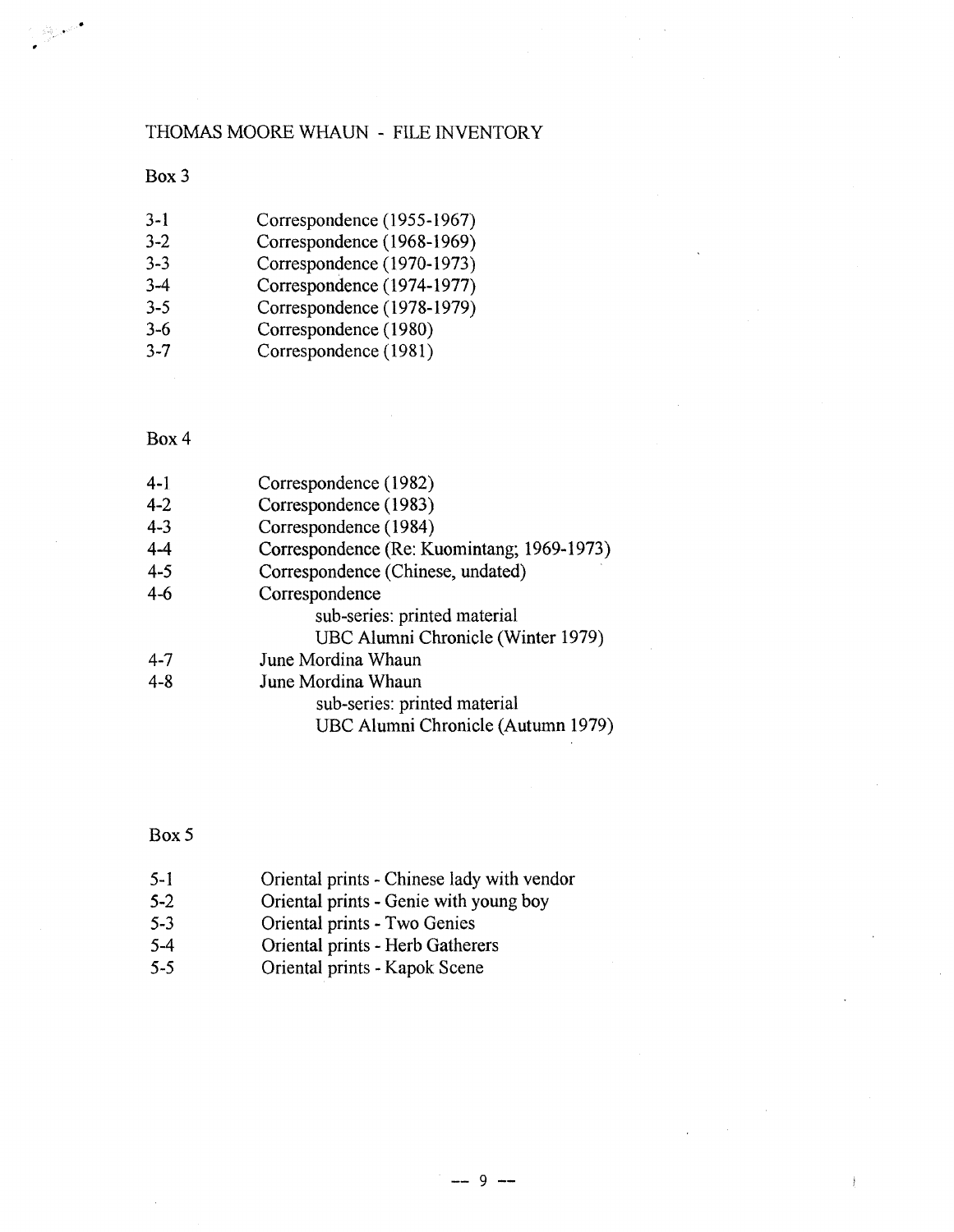# THOMAS MOORE WHAUN - FILE INVENTORY

## Box 3

| | |
|---|---|
| 3-1 | Correspondence (1955-1967) |
| 3-2 | Correspondence (1968-1969) |
| 3-3 | Correspondence (1970-1973) |
| 3-4 | Correspondence (1974-1977) |
| 3-5 | Correspondence (1978-1979) |
| 3-6 | Correspondence (1980) |
| 3-7 | Correspondence (1981) |

## Box 4

| | |
|---|---|
| 4-1 | Correspondence (1982) |
| 4-2 | Correspondence (1983) |
| 4-3 | Correspondence (1984) |
| 4-4 | Correspondence (Re: Kuomintang; 1969-1973) |
| 4-5 | Correspondence (Chinese, undated) |
| 4-6 | Correspondence<br>sub-series: printed material<br>UBC Alumni Chronicle (Winter 1979) |
| 4-7 | June Mordina Whaun |
| 4-8 | June Mordina Whaun<br>sub-series: printed material<br>UBC Alumni Chronicle (Autumn 1979) |

## Box 5

| | |
|---|---|
| 5-1 | Oriental prints - Chinese lady with vendor |
| 5-2 | Oriental prints - Genie with young boy |
| 5-3 | Oriental prints - Two Genies |
| 5-4 | Oriental prints - Herb Gatherers |
| 5-5 | Oriental prints - Kapok Scene |